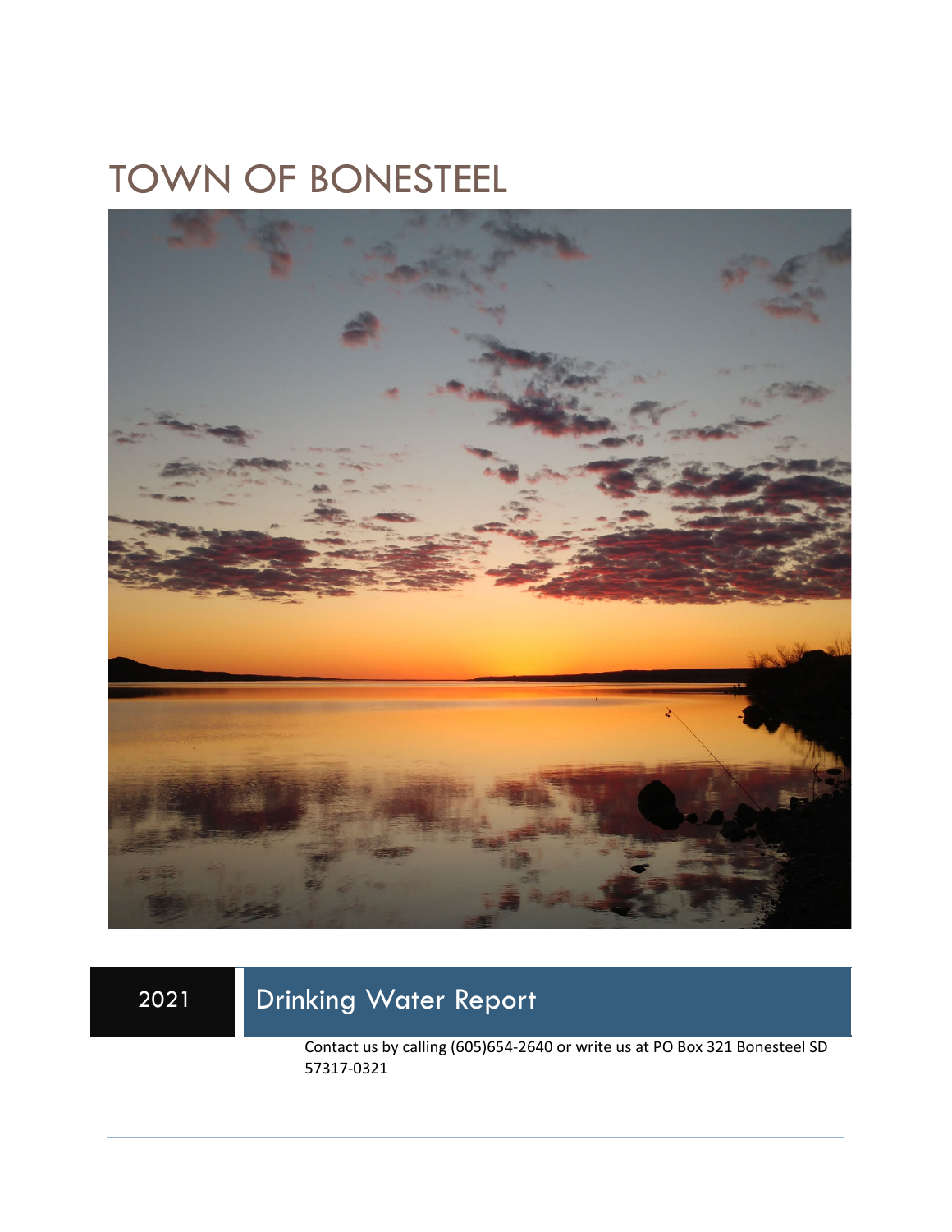# TOWN OF BONESTEEL

2021

## Drinking Water Report

Contact us by calling (605)654-2640 or write us at PO Box 321 Bonesteel SD 57317-0321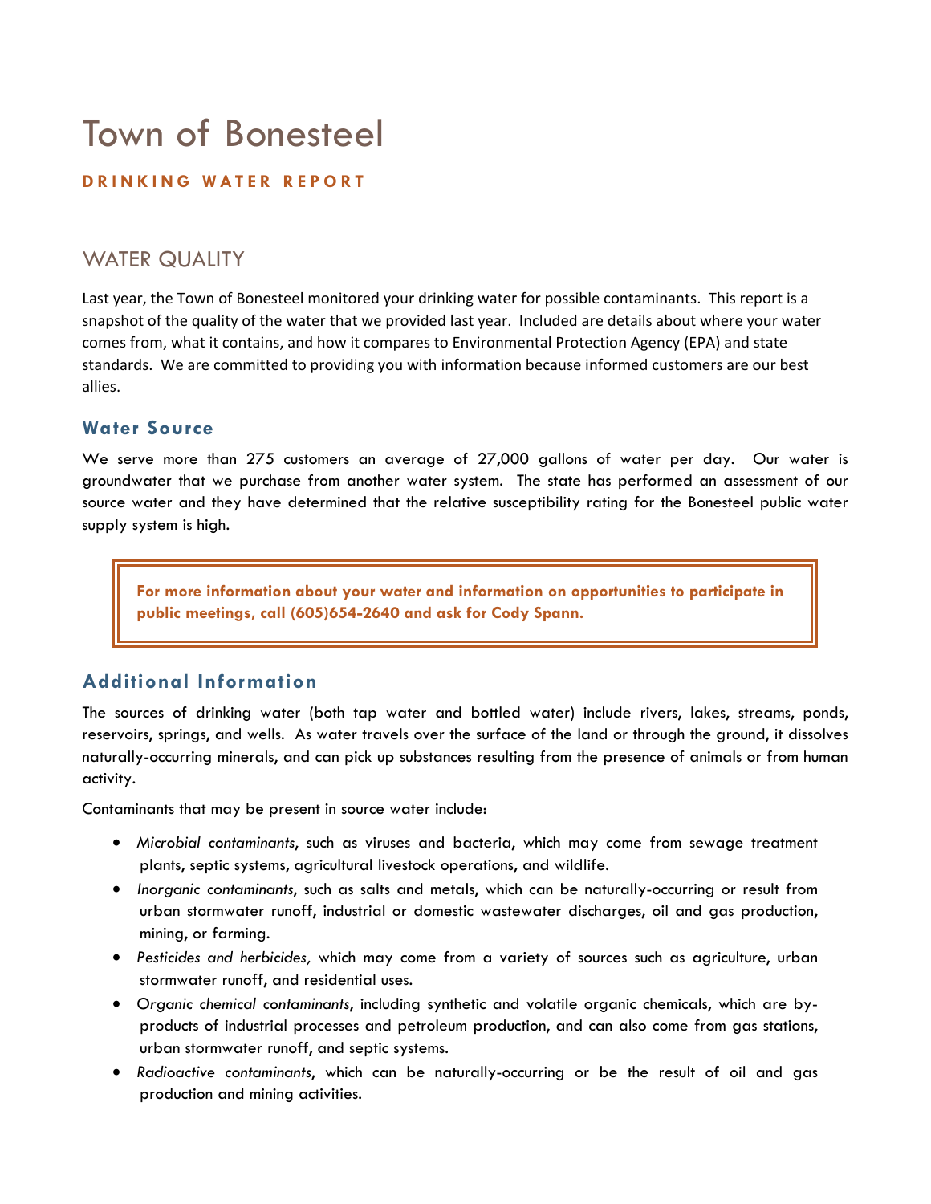# Town of Bonesteel

**DRINKING WATER REPORT**

## WATER QUALITY

Last year, the Town of Bonesteel monitored your drinking water for possible contaminants. This report is a snapshot of the quality of the water that we provided last year. Included are details about where your water comes from, what it contains, and how it compares to Environmental Protection Agency (EPA) and state standards. We are committed to providing you with information because informed customers are our best allies.

### Water Source

We serve more than 275 customers an average of 27,000 gallons of water per day. Our water is groundwater that we purchase from another water system. The state has performed an assessment of our source water and they have determined that the relative susceptibility rating for the Bonesteel public water supply system is high.

**For more information about your water and information on opportunities to participate in public meetings, call (605)654-2640 and ask for Cody Spann.**

### Additional Information

The sources of drinking water (both tap water and bottled water) include rivers, lakes, streams, ponds, reservoirs, springs, and wells. As water travels over the surface of the land or through the ground, it dissolves naturally-occurring minerals, and can pick up substances resulting from the presence of animals or from human activity.

Contaminants that may be present in source water include:

- *Microbial contaminants*, such as viruses and bacteria, which may come from sewage treatment plants, septic systems, agricultural livestock operations, and wildlife.
- *Inorganic contaminants*, such as salts and metals, which can be naturally-occurring or result from urban stormwater runoff, industrial or domestic wastewater discharges, oil and gas production, mining, or farming.
- *Pesticides and herbicides,* which may come from a variety of sources such as agriculture, urban stormwater runoff, and residential uses.
- *Organic chemical contaminants*, including synthetic and volatile organic chemicals, which are by-products of industrial processes and petroleum production, and can also come from gas stations, urban stormwater runoff, and septic systems.
- *Radioactive contaminants*, which can be naturally-occurring or be the result of oil and gas production and mining activities.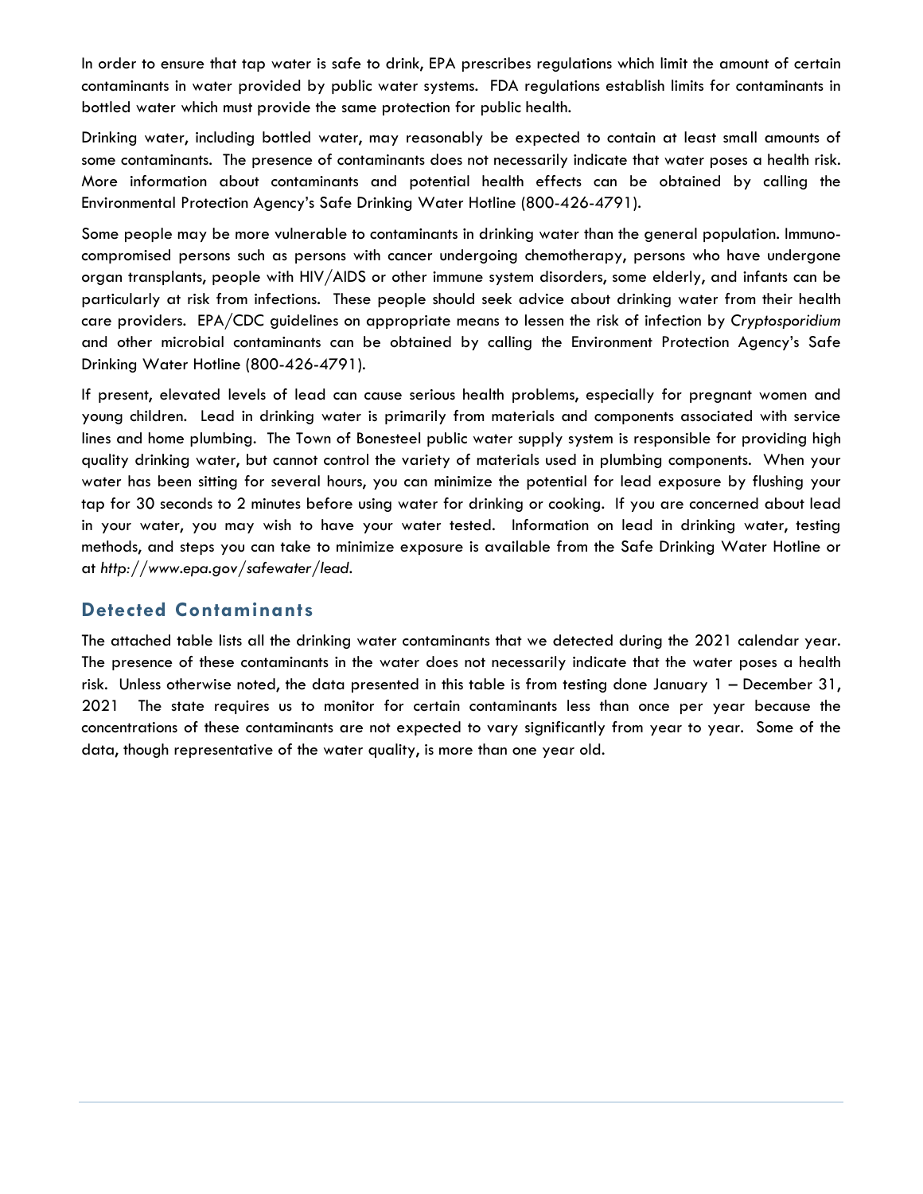In order to ensure that tap water is safe to drink, EPA prescribes regulations which limit the amount of certain contaminants in water provided by public water systems. FDA regulations establish limits for contaminants in bottled water which must provide the same protection for public health.

Drinking water, including bottled water, may reasonably be expected to contain at least small amounts of some contaminants. The presence of contaminants does not necessarily indicate that water poses a health risk. More information about contaminants and potential health effects can be obtained by calling the Environmental Protection Agency's Safe Drinking Water Hotline (800-426-4791).

Some people may be more vulnerable to contaminants in drinking water than the general population. Immuno-compromised persons such as persons with cancer undergoing chemotherapy, persons who have undergone organ transplants, people with HIV/AIDS or other immune system disorders, some elderly, and infants can be particularly at risk from infections. These people should seek advice about drinking water from their health care providers. EPA/CDC guidelines on appropriate means to lessen the risk of infection by *Cryptosporidium* and other microbial contaminants can be obtained by calling the Environment Protection Agency's Safe Drinking Water Hotline (800-426-4791).

If present, elevated levels of lead can cause serious health problems, especially for pregnant women and young children. Lead in drinking water is primarily from materials and components associated with service lines and home plumbing. The Town of Bonesteel public water supply system is responsible for providing high quality drinking water, but cannot control the variety of materials used in plumbing components. When your water has been sitting for several hours, you can minimize the potential for lead exposure by flushing your tap for 30 seconds to 2 minutes before using water for drinking or cooking. If you are concerned about lead in your water, you may wish to have your water tested. Information on lead in drinking water, testing methods, and steps you can take to minimize exposure is available from the Safe Drinking Water Hotline or at *http://www.epa.gov/safewater/lead*.

## Detected Contaminants

The attached table lists all the drinking water contaminants that we detected during the 2021 calendar year. The presence of these contaminants in the water does not necessarily indicate that the water poses a health risk. Unless otherwise noted, the data presented in this table is from testing done January 1 – December 31, 2021 The state requires us to monitor for certain contaminants less than once per year because the concentrations of these contaminants are not expected to vary significantly from year to year. Some of the data, though representative of the water quality, is more than one year old.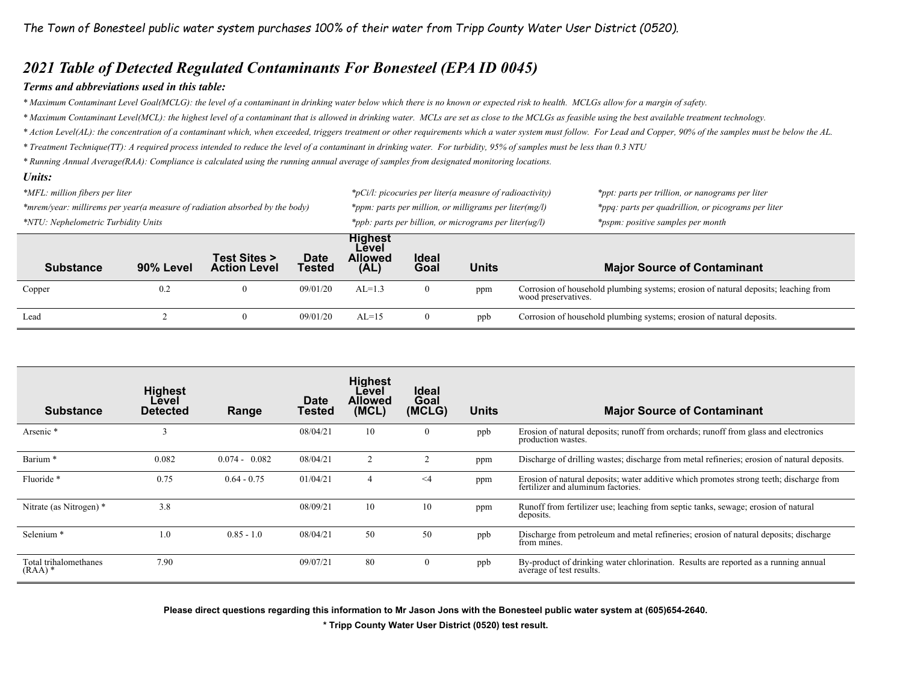*The Town of Bonesteel public water system purchases 100% of their water from Tripp County Water User District (0520).*

# *2021 Table of Detected Regulated Contaminants For Bonesteel (EPA ID 0045)*

### *Terms and abbreviations used in this table:*

*\* Maximum Contaminant Level Goal(MCLG): the level of a contaminant in drinking water below which there is no known or expected risk to health. MCLGs allow for a margin of safety.*

*\* Maximum Contaminant Level(MCL): the highest level of a contaminant that is allowed in drinking water. MCLs are set as close to the MCLGs as feasible using the best available treatment technology.*

*\* Action Level(AL): the concentration of a contaminant which, when exceeded, triggers treatment or other requirements which a water system must follow. For Lead and Copper, 90% of the samples must be below the AL.*

*\* Treatment Technique(TT): A required process intended to reduce the level of a contaminant in drinking water. For turbidity, 95% of samples must be less than 0.3 NTU*

*\* Running Annual Average(RAA): Compliance is calculated using the running annual average of samples from designated monitoring locations.*

### *Units:*

*\*MFL: million fibers per liter*

*\*mrem/year: millirems per year(a measure of radiation absorbed by the body)*

*\*NTU: Nephelometric Turbidity Units*

*\*pCi/l: picocuries per liter(a measure of radioactivity)*

*\*ppm: parts per million, or milligrams per liter(mg/l)*

*\*ppb: parts per billion, or micrograms per liter(ug/l)*

*\*ppt: parts per trillion, or nanograms per liter*

*\*ppq: parts per quadrillion, or picograms per liter*

*\*pspm: positive samples per month*

| Substance | 90% Level | Test Sites > Action Level | Date Tested | Highest Level Allowed (AL) | Ideal Goal | Units | Major Source of Contaminant |
|---|---|---|---|---|---|---|---|
| Copper | 0.2 | 0 | 09/01/20 | AL=1.3 | 0 | ppm | Corrosion of household plumbing systems; erosion of natural deposits; leaching from wood preservatives. |
| Lead | 2 | 0 | 09/01/20 | AL=15 | 0 | ppb | Corrosion of household plumbing systems; erosion of natural deposits. |

| Substance | Highest Level Detected | Range | Date Tested | Highest Level Allowed (MCL) | Ideal Goal (MCLG) | Units | Major Source of Contaminant |
|---|---|---|---|---|---|---|---|
| Arsenic * | 3 | | 08/04/21 | 10 | 0 | ppb | Erosion of natural deposits; runoff from orchards; runoff from glass and electronics production wastes. |
| Barium * | 0.082 | 0.074 - 0.082 | 08/04/21 | 2 | 2 | ppm | Discharge of drilling wastes; discharge from metal refineries; erosion of natural deposits. |
| Fluoride * | 0.75 | 0.64 - 0.75 | 01/04/21 | 4 | <4 | ppm | Erosion of natural deposits; water additive which promotes strong teeth; discharge from fertilizer and aluminum factories. |
| Nitrate (as Nitrogen) * | 3.8 | | 08/09/21 | 10 | 10 | ppm | Runoff from fertilizer use; leaching from septic tanks, sewage; erosion of natural deposits. |
| Selenium * | 1.0 | 0.85 - 1.0 | 08/04/21 | 50 | 50 | ppb | Discharge from petroleum and metal refineries; erosion of natural deposits; discharge from mines. |
| Total trihalomethanes (RAA) * | 7.90 | | 09/07/21 | 80 | 0 | ppb | By-product of drinking water chlorination. Results are reported as a running annual average of test results. |

**Please direct questions regarding this information to Mr Jason Jons with the Bonesteel public water system at (605)654-2640.**

**\* Tripp County Water User District (0520) test result.**